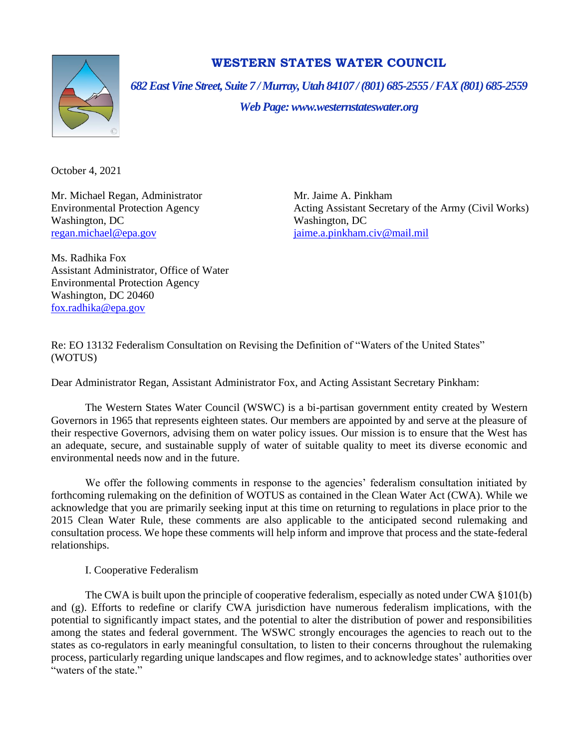# WESTERN STATES WATER COUNCIL

*682 East Vine Street, Suite 7 / Murray, Utah 84107 / (801) 685-2555 / FAX (801) 685-2559*

*Web Page: www.westernstateswater.org*

October 4, 2021

Mr. Michael Regan, Administrator
Environmental Protection Agency
Washington, DC
regan.michael@epa.gov

Mr. Jaime A. Pinkham
Acting Assistant Secretary of the Army (Civil Works)
Washington, DC
jaime.a.pinkham.civ@mail.mil

Ms. Radhika Fox
Assistant Administrator, Office of Water
Environmental Protection Agency
Washington, DC 20460
fox.radhika@epa.gov

Re: EO 13132 Federalism Consultation on Revising the Definition of "Waters of the United States" (WOTUS)

Dear Administrator Regan, Assistant Administrator Fox, and Acting Assistant Secretary Pinkham:

The Western States Water Council (WSWC) is a bi-partisan government entity created by Western Governors in 1965 that represents eighteen states. Our members are appointed by and serve at the pleasure of their respective Governors, advising them on water policy issues. Our mission is to ensure that the West has an adequate, secure, and sustainable supply of water of suitable quality to meet its diverse economic and environmental needs now and in the future.

We offer the following comments in response to the agencies' federalism consultation initiated by forthcoming rulemaking on the definition of WOTUS as contained in the Clean Water Act (CWA). While we acknowledge that you are primarily seeking input at this time on returning to regulations in place prior to the 2015 Clean Water Rule, these comments are also applicable to the anticipated second rulemaking and consultation process. We hope these comments will help inform and improve that process and the state-federal relationships.

I. Cooperative Federalism

The CWA is built upon the principle of cooperative federalism, especially as noted under CWA §101(b) and (g). Efforts to redefine or clarify CWA jurisdiction have numerous federalism implications, with the potential to significantly impact states, and the potential to alter the distribution of power and responsibilities among the states and federal government. The WSWC strongly encourages the agencies to reach out to the states as co-regulators in early meaningful consultation, to listen to their concerns throughout the rulemaking process, particularly regarding unique landscapes and flow regimes, and to acknowledge states' authorities over "waters of the state."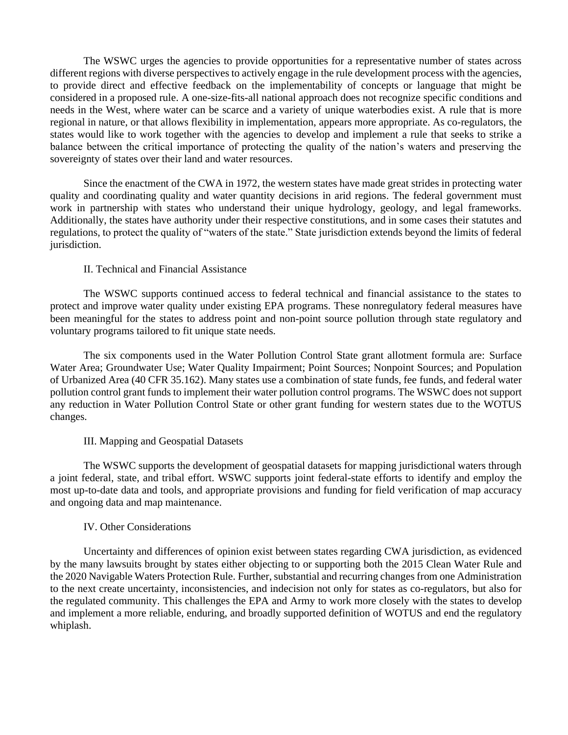The WSWC urges the agencies to provide opportunities for a representative number of states across different regions with diverse perspectives to actively engage in the rule development process with the agencies, to provide direct and effective feedback on the implementability of concepts or language that might be considered in a proposed rule. A one-size-fits-all national approach does not recognize specific conditions and needs in the West, where water can be scarce and a variety of unique waterbodies exist. A rule that is more regional in nature, or that allows flexibility in implementation, appears more appropriate. As co-regulators, the states would like to work together with the agencies to develop and implement a rule that seeks to strike a balance between the critical importance of protecting the quality of the nation's waters and preserving the sovereignty of states over their land and water resources.

Since the enactment of the CWA in 1972, the western states have made great strides in protecting water quality and coordinating quality and water quantity decisions in arid regions. The federal government must work in partnership with states who understand their unique hydrology, geology, and legal frameworks. Additionally, the states have authority under their respective constitutions, and in some cases their statutes and regulations, to protect the quality of "waters of the state." State jurisdiction extends beyond the limits of federal jurisdiction.

## II. Technical and Financial Assistance

The WSWC supports continued access to federal technical and financial assistance to the states to protect and improve water quality under existing EPA programs. These nonregulatory federal measures have been meaningful for the states to address point and non-point source pollution through state regulatory and voluntary programs tailored to fit unique state needs.

The six components used in the Water Pollution Control State grant allotment formula are: Surface Water Area; Groundwater Use; Water Quality Impairment; Point Sources; Nonpoint Sources; and Population of Urbanized Area (40 CFR 35.162). Many states use a combination of state funds, fee funds, and federal water pollution control grant funds to implement their water pollution control programs. The WSWC does not support any reduction in Water Pollution Control State or other grant funding for western states due to the WOTUS changes.

## III. Mapping and Geospatial Datasets

The WSWC supports the development of geospatial datasets for mapping jurisdictional waters through a joint federal, state, and tribal effort. WSWC supports joint federal-state efforts to identify and employ the most up-to-date data and tools, and appropriate provisions and funding for field verification of map accuracy and ongoing data and map maintenance.

## IV. Other Considerations

Uncertainty and differences of opinion exist between states regarding CWA jurisdiction, as evidenced by the many lawsuits brought by states either objecting to or supporting both the 2015 Clean Water Rule and the 2020 Navigable Waters Protection Rule. Further, substantial and recurring changes from one Administration to the next create uncertainty, inconsistencies, and indecision not only for states as co-regulators, but also for the regulated community. This challenges the EPA and Army to work more closely with the states to develop and implement a more reliable, enduring, and broadly supported definition of WOTUS and end the regulatory whiplash.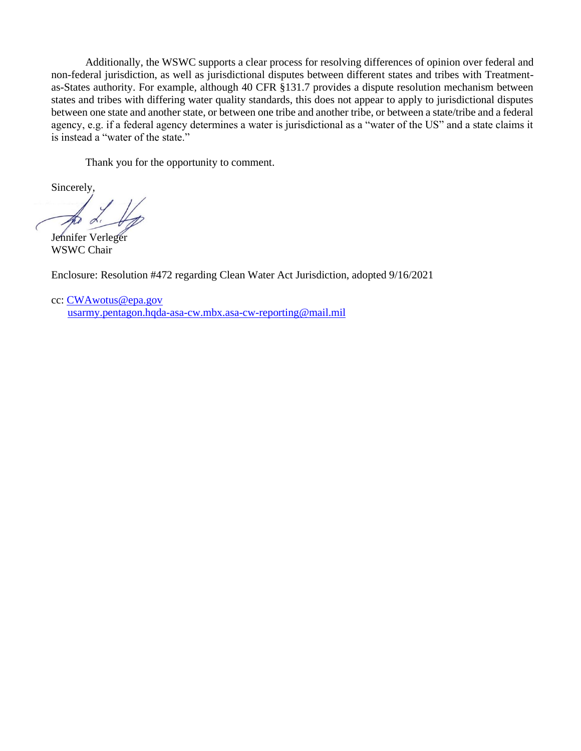Additionally, the WSWC supports a clear process for resolving differences of opinion over federal and non-federal jurisdiction, as well as jurisdictional disputes between different states and tribes with Treatment-as-States authority. For example, although 40 CFR §131.7 provides a dispute resolution mechanism between states and tribes with differing water quality standards, this does not appear to apply to jurisdictional disputes between one state and another state, or between one tribe and another tribe, or between a state/tribe and a federal agency, e.g. if a federal agency determines a water is jurisdictional as a "water of the US" and a state claims it is instead a "water of the state."

Thank you for the opportunity to comment.

Sincerely,

Jennifer Verleger
WSWC Chair

Enclosure: Resolution #472 regarding Clean Water Act Jurisdiction, adopted 9/16/2021

cc: CWAwotus@epa.gov
usarmy.pentagon.hqda-asa-cw.mbx.asa-cw-reporting@mail.mil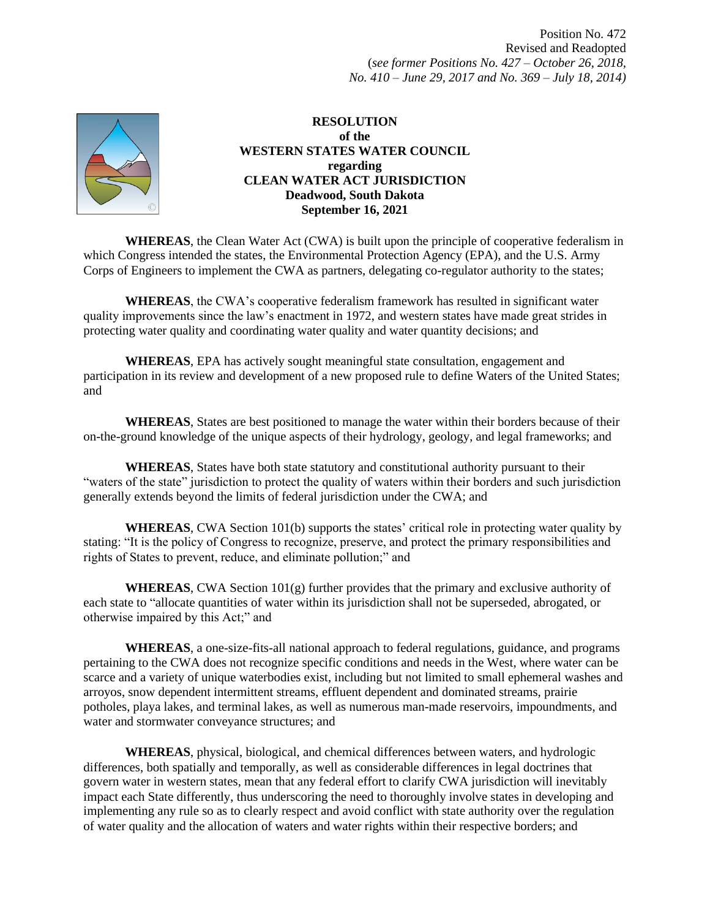Position No. 472
Revised and Readopted
(*see former Positions No. 427 – October 26, 2018, No. 410 – June 29, 2017 and No. 369 – July 18, 2014)*

**RESOLUTION**
**of the**
**WESTERN STATES WATER COUNCIL**
**regarding**
**CLEAN WATER ACT JURISDICTION**
**Deadwood, South Dakota**
**September 16, 2021**

**WHEREAS**, the Clean Water Act (CWA) is built upon the principle of cooperative federalism in which Congress intended the states, the Environmental Protection Agency (EPA), and the U.S. Army Corps of Engineers to implement the CWA as partners, delegating co-regulator authority to the states;

**WHEREAS**, the CWA's cooperative federalism framework has resulted in significant water quality improvements since the law's enactment in 1972, and western states have made great strides in protecting water quality and coordinating water quality and water quantity decisions; and

**WHEREAS**, EPA has actively sought meaningful state consultation, engagement and participation in its review and development of a new proposed rule to define Waters of the United States; and

**WHEREAS**, States are best positioned to manage the water within their borders because of their on-the-ground knowledge of the unique aspects of their hydrology, geology, and legal frameworks; and

**WHEREAS**, States have both state statutory and constitutional authority pursuant to their "waters of the state" jurisdiction to protect the quality of waters within their borders and such jurisdiction generally extends beyond the limits of federal jurisdiction under the CWA; and

**WHEREAS**, CWA Section 101(b) supports the states' critical role in protecting water quality by stating: "It is the policy of Congress to recognize, preserve, and protect the primary responsibilities and rights of States to prevent, reduce, and eliminate pollution;" and

**WHEREAS**, CWA Section 101(g) further provides that the primary and exclusive authority of each state to "allocate quantities of water within its jurisdiction shall not be superseded, abrogated, or otherwise impaired by this Act;" and

**WHEREAS**, a one-size-fits-all national approach to federal regulations, guidance, and programs pertaining to the CWA does not recognize specific conditions and needs in the West, where water can be scarce and a variety of unique waterbodies exist, including but not limited to small ephemeral washes and arroyos, snow dependent intermittent streams, effluent dependent and dominated streams, prairie potholes, playa lakes, and terminal lakes, as well as numerous man-made reservoirs, impoundments, and water and stormwater conveyance structures; and

**WHEREAS**, physical, biological, and chemical differences between waters, and hydrologic differences, both spatially and temporally, as well as considerable differences in legal doctrines that govern water in western states, mean that any federal effort to clarify CWA jurisdiction will inevitably impact each State differently, thus underscoring the need to thoroughly involve states in developing and implementing any rule so as to clearly respect and avoid conflict with state authority over the regulation of water quality and the allocation of waters and water rights within their respective borders; and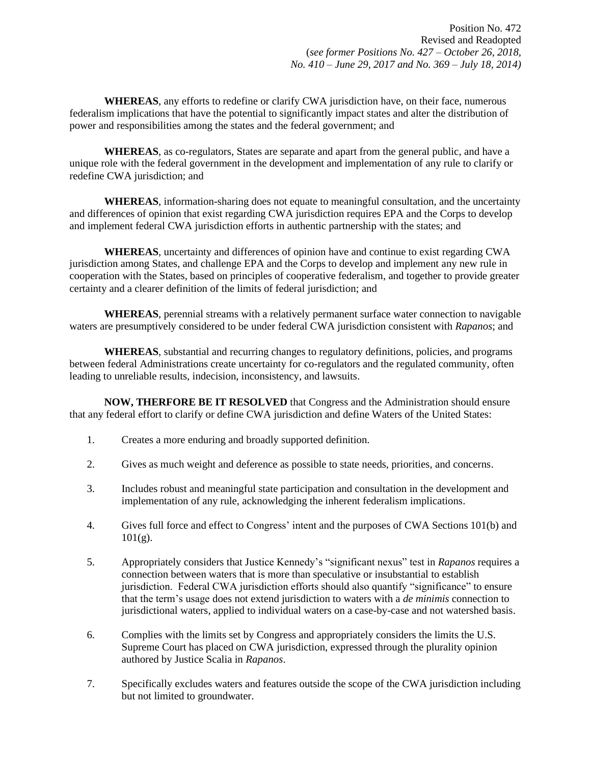Position No. 472
Revised and Readopted
(*see former Positions No. 427 – October 26, 2018, No. 410 – June 29, 2017 and No. 369 – July 18, 2014)*

**WHEREAS**, any efforts to redefine or clarify CWA jurisdiction have, on their face, numerous federalism implications that have the potential to significantly impact states and alter the distribution of power and responsibilities among the states and the federal government; and

**WHEREAS**, as co-regulators, States are separate and apart from the general public, and have a unique role with the federal government in the development and implementation of any rule to clarify or redefine CWA jurisdiction; and

**WHEREAS**, information-sharing does not equate to meaningful consultation, and the uncertainty and differences of opinion that exist regarding CWA jurisdiction requires EPA and the Corps to develop and implement federal CWA jurisdiction efforts in authentic partnership with the states; and

**WHEREAS**, uncertainty and differences of opinion have and continue to exist regarding CWA jurisdiction among States, and challenge EPA and the Corps to develop and implement any new rule in cooperation with the States, based on principles of cooperative federalism, and together to provide greater certainty and a clearer definition of the limits of federal jurisdiction; and

**WHEREAS**, perennial streams with a relatively permanent surface water connection to navigable waters are presumptively considered to be under federal CWA jurisdiction consistent with *Rapanos*; and

**WHEREAS**, substantial and recurring changes to regulatory definitions, policies, and programs between federal Administrations create uncertainty for co-regulators and the regulated community, often leading to unreliable results, indecision, inconsistency, and lawsuits.

**NOW, THERFORE BE IT RESOLVED** that Congress and the Administration should ensure that any federal effort to clarify or define CWA jurisdiction and define Waters of the United States:

1. Creates a more enduring and broadly supported definition.

2. Gives as much weight and deference as possible to state needs, priorities, and concerns.

3. Includes robust and meaningful state participation and consultation in the development and implementation of any rule, acknowledging the inherent federalism implications.

4. Gives full force and effect to Congress' intent and the purposes of CWA Sections 101(b) and 101(g).

5. Appropriately considers that Justice Kennedy's "significant nexus" test in *Rapanos* requires a connection between waters that is more than speculative or insubstantial to establish jurisdiction. Federal CWA jurisdiction efforts should also quantify "significance" to ensure that the term's usage does not extend jurisdiction to waters with a *de minimis* connection to jurisdictional waters, applied to individual waters on a case-by-case and not watershed basis.

6. Complies with the limits set by Congress and appropriately considers the limits the U.S. Supreme Court has placed on CWA jurisdiction, expressed through the plurality opinion authored by Justice Scalia in *Rapanos*.

7. Specifically excludes waters and features outside the scope of the CWA jurisdiction including but not limited to groundwater.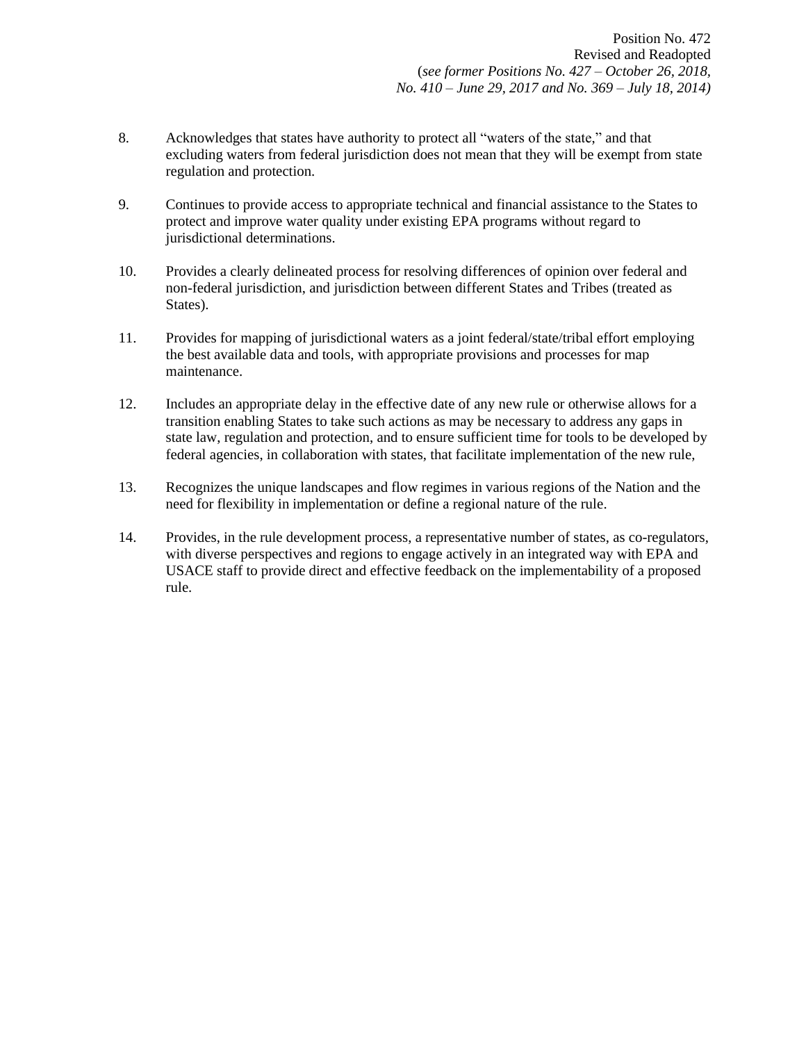Position No. 472
Revised and Readopted
(*see former Positions No. 427 – October 26, 2018, No. 410 – June 29, 2017 and No. 369 – July 18, 2014)*

8. Acknowledges that states have authority to protect all "waters of the state," and that excluding waters from federal jurisdiction does not mean that they will be exempt from state regulation and protection.

9. Continues to provide access to appropriate technical and financial assistance to the States to protect and improve water quality under existing EPA programs without regard to jurisdictional determinations.

10. Provides a clearly delineated process for resolving differences of opinion over federal and non-federal jurisdiction, and jurisdiction between different States and Tribes (treated as States).

11. Provides for mapping of jurisdictional waters as a joint federal/state/tribal effort employing the best available data and tools, with appropriate provisions and processes for map maintenance.

12. Includes an appropriate delay in the effective date of any new rule or otherwise allows for a transition enabling States to take such actions as may be necessary to address any gaps in state law, regulation and protection, and to ensure sufficient time for tools to be developed by federal agencies, in collaboration with states, that facilitate implementation of the new rule,

13. Recognizes the unique landscapes and flow regimes in various regions of the Nation and the need for flexibility in implementation or define a regional nature of the rule.

14. Provides, in the rule development process, a representative number of states, as co-regulators, with diverse perspectives and regions to engage actively in an integrated way with EPA and USACE staff to provide direct and effective feedback on the implementability of a proposed rule.